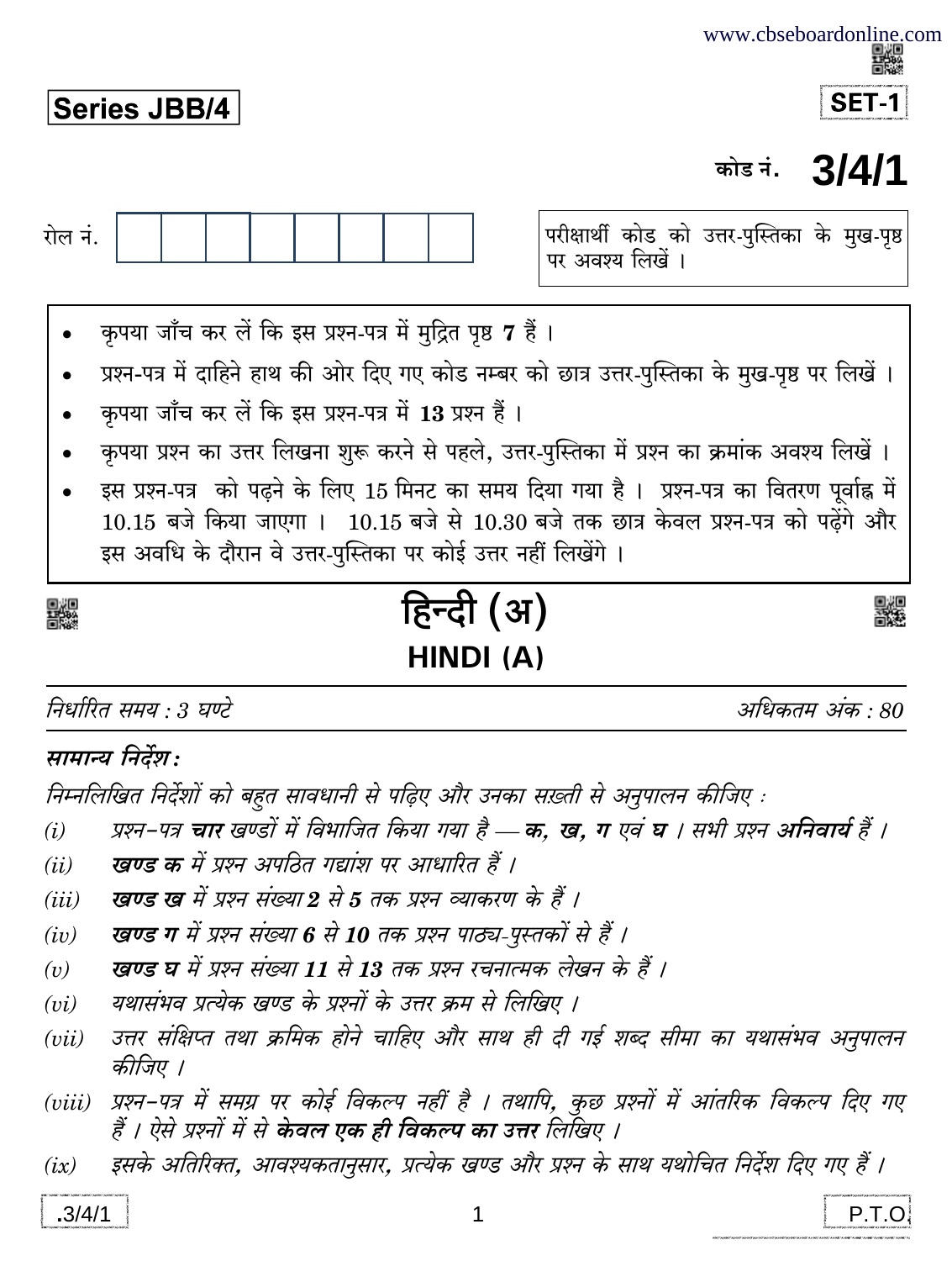www.cbseboardonline.com

**Series JBB/4**

**SET-1**

कोड नं. **3/4/1**

रोल नं.

परीक्षार्थी कोड को उत्तर-पुस्तिका के मुख-पृष्ठ पर अवश्य लिखें ।

- कृपया जाँच कर लें कि इस प्रश्न-पत्र में मुद्रित पृष्ठ **7** हैं ।
- प्रश्न-पत्र में दाहिने हाथ की ओर दिए गए कोड नम्बर को छात्र उत्तर-पुस्तिका के मुख-पृष्ठ पर लिखें ।
- कृपया जाँच कर लें कि इस प्रश्न-पत्र में **13** प्रश्न हैं ।
- कृपया प्रश्न का उत्तर लिखना शुरू करने से पहले, उत्तर-पुस्तिका में प्रश्न का क्रमांक अवश्य लिखें ।
- इस प्रश्न-पत्र को पढ़ने के लिए 15 मिनट का समय दिया गया है । प्रश्न-पत्र का वितरण पूर्वाह्न में 10.15 बजे किया जाएगा । 10.15 बजे से 10.30 बजे तक छात्र केवल प्रश्न-पत्र को पढ़ेंगे और इस अवधि के दौरान वे उत्तर-पुस्तिका पर कोई उत्तर नहीं लिखेंगे ।

# हिन्दी (अ)
# HINDI (A)

*निर्धारित समय : 3 घण्टे* — *अधिकतम अंक : 80*

## *सामान्य निर्देश :*

*निम्नलिखित निर्देशों को बहुत सावधानी से पढ़िए और उनका सख़्ती से अनुपालन कीजिए :*

*(i)* *प्रश्न-पत्र* ***चार*** *खण्डों में विभाजित किया गया है —* ***क, ख, ग*** *एवं* ***घ*** *। सभी प्रश्न* ***अनिवार्य*** *हैं ।*

*(ii)* ***खण्ड क*** *में प्रश्न अपठित गद्यांश पर आधारित हैं ।*

*(iii)* ***खण्ड ख*** *में प्रश्न संख्या* ***2*** *से* ***5*** *तक प्रश्न व्याकरण के हैं ।*

*(iv)* ***खण्ड ग*** *में प्रश्न संख्या* ***6*** *से* ***10*** *तक प्रश्न पाठ्य-पुस्तकों से हैं ।*

*(v)* ***खण्ड घ*** *में प्रश्न संख्या* ***11*** *से* ***13*** *तक प्रश्न रचनात्मक लेखन के हैं ।*

*(vi)* *यथासंभव प्रत्येक खण्ड के प्रश्नों के उत्तर क्रम से लिखिए ।*

*(vii)* *उत्तर संक्षिप्त तथा क्रमिक होने चाहिए और साथ ही दी गई शब्द सीमा का यथासंभव अनुपालन कीजिए ।*

*(viii)* *प्रश्न-पत्र में समग्र पर कोई विकल्प नहीं है । तथापि, कुछ प्रश्नों में आंतरिक विकल्प दिए गए हैं । ऐसे प्रश्नों में से* ***केवल एक ही विकल्प का उत्तर*** *लिखिए ।*

*(ix)* *इसके अतिरिक्त, आवश्यकतानुसार, प्रत्येक खण्ड और प्रश्न के साथ यथोचित निर्देश दिए गए हैं ।*

P.T.O.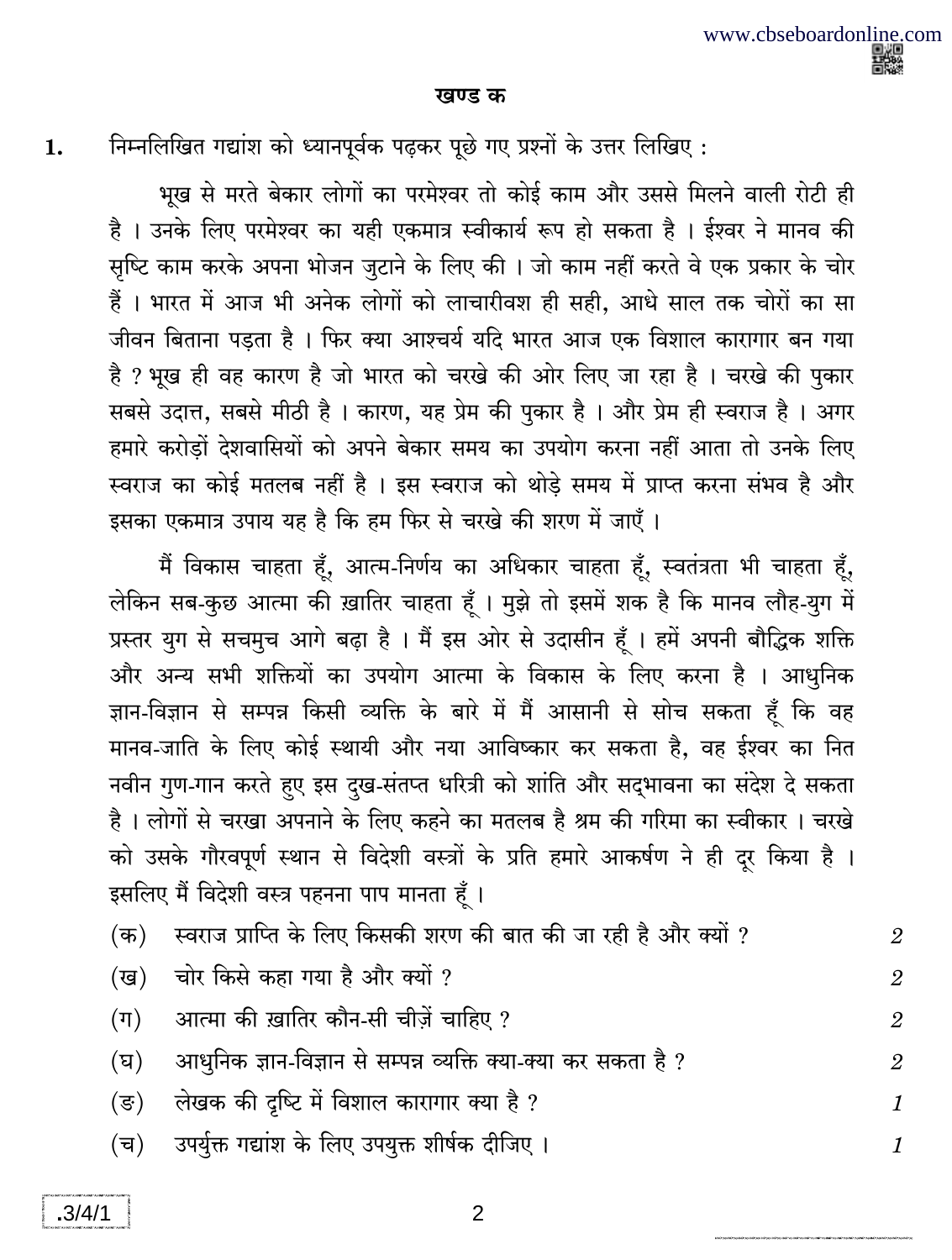## खण्ड क

**1.** निम्नलिखित गद्यांश को ध्यानपूर्वक पढ़कर पूछे गए प्रश्नों के उत्तर लिखिए :

भूख से मरते बेकार लोगों का परमेश्वर तो कोई काम और उससे मिलने वाली रोटी ही है । उनके लिए परमेश्वर का यही एकमात्र स्वीकार्य रूप हो सकता है । ईश्वर ने मानव की सृष्टि काम करके अपना भोजन जुटाने के लिए की । जो काम नहीं करते वे एक प्रकार के चोर हैं । भारत में आज भी अनेक लोगों को लाचारीवश ही सही, आधे साल तक चोरों का सा जीवन बिताना पड़ता है । फिर क्या आश्चर्य यदि भारत आज एक विशाल कारागार बन गया है ? भूख ही वह कारण है जो भारत को चरखे की ओर लिए जा रहा है । चरखे की पुकार सबसे उदात्त, सबसे मीठी है । कारण, यह प्रेम की पुकार है । और प्रेम ही स्वराज है । अगर हमारे करोड़ों देशवासियों को अपने बेकार समय का उपयोग करना नहीं आता तो उनके लिए स्वराज का कोई मतलब नहीं है । इस स्वराज को थोड़े समय में प्राप्त करना संभव है और इसका एकमात्र उपाय यह है कि हम फिर से चरखे की शरण में जाएँ ।

मैं विकास चाहता हूँ, आत्म-निर्णय का अधिकार चाहता हूँ, स्वतंत्रता भी चाहता हूँ, लेकिन सब-कुछ आत्मा की ख़ातिर चाहता हूँ । मुझे तो इसमें शक है कि मानव लौह-युग में प्रस्तर युग से सचमुच आगे बढ़ा है । मैं इस ओर से उदासीन हूँ । हमें अपनी बौद्धिक शक्ति और अन्य सभी शक्तियों का उपयोग आत्मा के विकास के लिए करना है । आधुनिक ज्ञान-विज्ञान से सम्पन्न किसी व्यक्ति के बारे में मैं आसानी से सोच सकता हूँ कि वह मानव-जाति के लिए कोई स्थायी और नया आविष्कार कर सकता है, वह ईश्वर का नित नवीन गुण-गान करते हुए इस दुख-संतप्त धरित्री को शांति और सद्भावना का संदेश दे सकता है । लोगों से चरखा अपनाने के लिए कहने का मतलब है श्रम की गरिमा का स्वीकार । चरखे को उसके गौरवपूर्ण स्थान से विदेशी वस्त्रों के प्रति हमारे आकर्षण ने ही दूर किया है । इसलिए मैं विदेशी वस्त्र पहनना पाप मानता हूँ ।

(क) स्वराज प्राप्ति के लिए किसकी शरण की बात की जा रही है और क्यों ? *2*

(ख) चोर किसे कहा गया है और क्यों ? *2*

(ग) आत्मा की ख़ातिर कौन-सी चीज़ें चाहिए ? *2*

(घ) आधुनिक ज्ञान-विज्ञान से सम्पन्न व्यक्ति क्या-क्या कर सकता है ? *2*

(ङ) लेखक की दृष्टि में विशाल कारागार क्या है ? *1*

(च) उपर्युक्त गद्यांश के लिए उपयुक्त शीर्षक दीजिए । *1*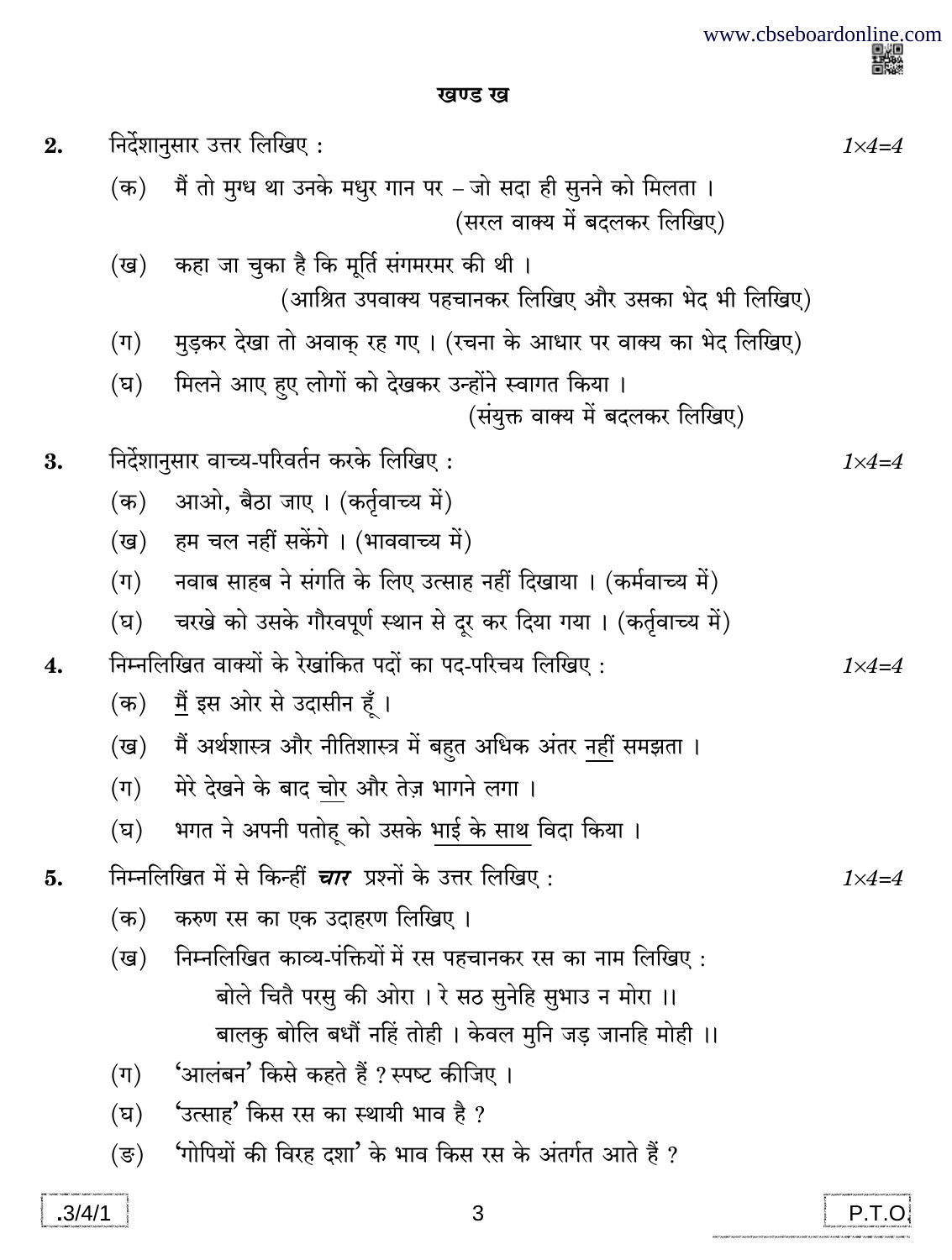## खण्ड ख

**2.** निर्देशानुसार उत्तर लिखिए : *1×4=4*

(क) मैं तो मुग्ध था उनके मधुर गान पर – जो सदा ही सुनने को मिलता । (सरल वाक्य में बदलकर लिखिए)

(ख) कहा जा चुका है कि मूर्ति संगमरमर की थी । (आश्रित उपवाक्य पहचानकर लिखिए और उसका भेद भी लिखिए)

(ग) मुड़कर देखा तो अवाक् रह गए । (रचना के आधार पर वाक्य का भेद लिखिए)

(घ) मिलने आए हुए लोगों को देखकर उन्होंने स्वागत किया । (संयुक्त वाक्य में बदलकर लिखिए)

**3.** निर्देशानुसार वाच्य-परिवर्तन करके लिखिए : *1×4=4*

(क) आओ, बैठा जाए । (कर्तृवाच्य में)

(ख) हम चल नहीं सकेंगे । (भाववाच्य में)

(ग) नवाब साहब ने संगति के लिए उत्साह नहीं दिखाया । (कर्मवाच्य में)

(घ) चरखे को उसके गौरवपूर्ण स्थान से दूर कर दिया गया । (कर्तृवाच्य में)

**4.** निम्नलिखित वाक्यों के रेखांकित पदों का पद-परिचय लिखिए : *1×4=4*

(क) <u>मैं</u> इस ओर से उदासीन हूँ ।

(ख) मैं अर्थशास्त्र और नीतिशास्त्र में बहुत अधिक अंतर <u>नहीं</u> समझता ।

(ग) मेरे देखने के बाद <u>चोर</u> और तेज़ भागने लगा ।

(घ) भगत ने अपनी पतोहू को उसके <u>भाई के साथ</u> विदा किया ।

**5.** निम्नलिखित में से किन्हीं ***चार*** प्रश्नों के उत्तर लिखिए : *1×4=4*

(क) करुण रस का एक उदाहरण लिखिए ।

(ख) निम्नलिखित काव्य-पंक्तियों में रस पहचानकर रस का नाम लिखिए :

बोले चितै परसु की ओरा । रे सठ सुनेहि सुभाउ न मोरा ।।
बालकु बोलि बधौं नहिं तोही । केवल मुनि जड़ जानहि मोही ।।

(ग) 'आलंबन' किसे कहते हैं ? स्पष्ट कीजिए ।

(घ) 'उत्साह' किस रस का स्थायी भाव है ?

(ङ) 'गोपियों की विरह दशा' के भाव किस रस के अंतर्गत आते हैं ?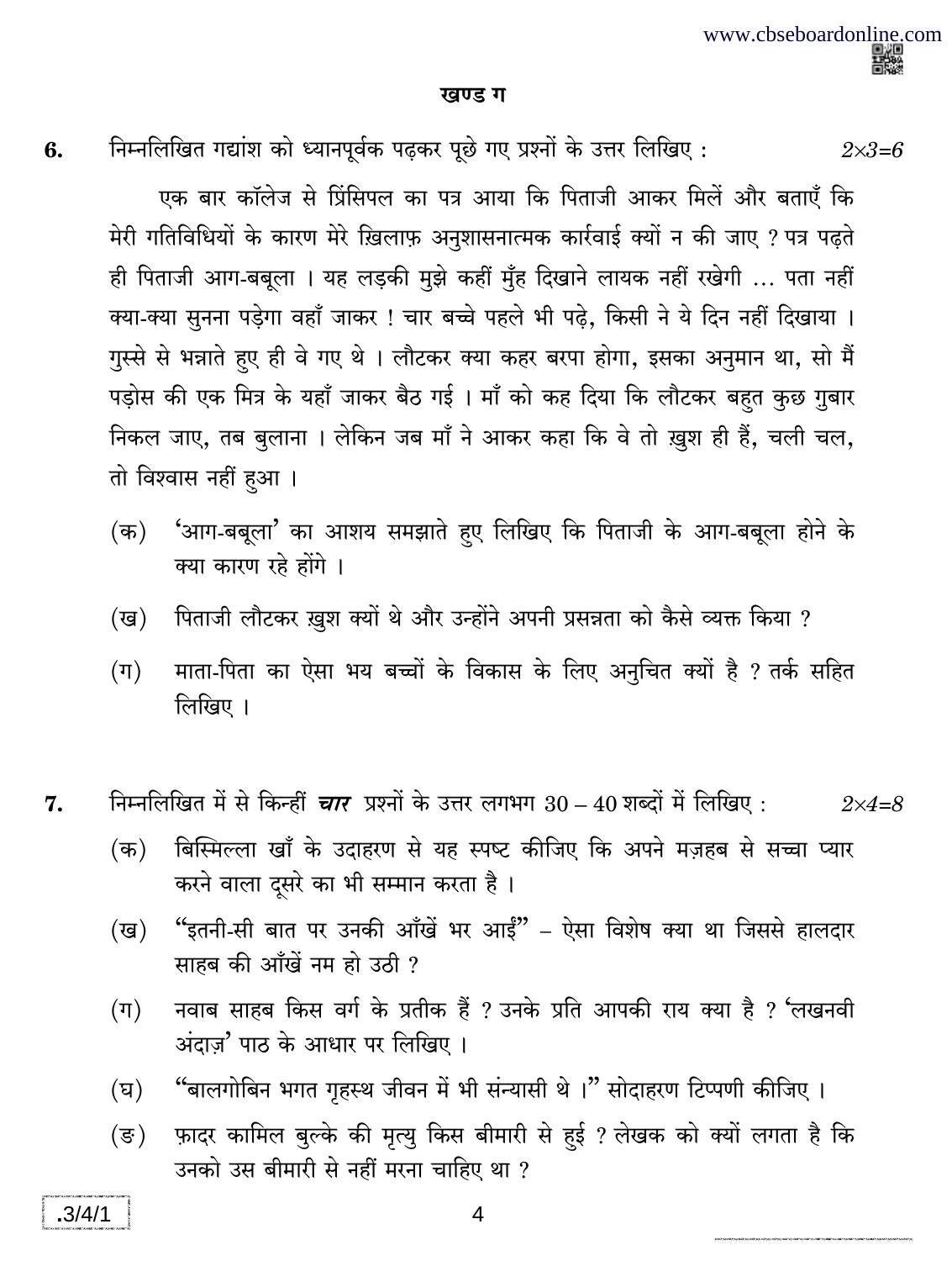## खण्ड ग

**6.** निम्नलिखित गद्यांश को ध्यानपूर्वक पढ़कर पूछे गए प्रश्नों के उत्तर लिखिए : $2 \times 3 = 6$

एक बार कॉलेज से प्रिंसिपल का पत्र आया कि पिताजी आकर मिलें और बताएँ कि मेरी गतिविधियों के कारण मेरे ख़िलाफ़ अनुशासनात्मक कार्रवाई क्यों न की जाए ? पत्र पढ़ते ही पिताजी आग-बबूला । यह लड़की मुझे कहीं मुँह दिखाने लायक नहीं रखेगी ... पता नहीं क्या-क्या सुनना पड़ेगा वहाँ जाकर ! चार बच्चे पहले भी पढ़े, किसी ने ये दिन नहीं दिखाया । गुस्से से भन्नाते हुए ही वे गए थे । लौटकर क्या कहर बरपा होगा, इसका अनुमान था, सो मैं पड़ोस की एक मित्र के यहाँ जाकर बैठ गई । माँ को कह दिया कि लौटकर बहुत कुछ गुबार निकल जाए, तब बुलाना । लेकिन जब माँ ने आकर कहा कि वे तो ख़ुश ही हैं, चली चल, तो विश्वास नहीं हुआ ।

(क) 'आग-बबूला' का आशय समझाते हुए लिखिए कि पिताजी के आग-बबूला होने के क्या कारण रहे होंगे ।

(ख) पिताजी लौटकर ख़ुश क्यों थे और उन्होंने अपनी प्रसन्नता को कैसे व्यक्त किया ?

(ग) माता-पिता का ऐसा भय बच्चों के विकास के लिए अनुचित क्यों है ? तर्क सहित लिखिए ।

**7.** निम्नलिखित में से किन्हीं ***चार*** प्रश्नों के उत्तर लगभग 30 – 40 शब्दों में लिखिए : $2 \times 4 = 8$

(क) बिस्मिल्ला खाँ के उदाहरण से यह स्पष्ट कीजिए कि अपने मज़हब से सच्चा प्यार करने वाला दूसरे का भी सम्मान करता है ।

(ख) "इतनी-सी बात पर उनकी आँखें भर आईं" – ऐसा विशेष क्या था जिससे हालदार साहब की आँखें नम हो उठी ?

(ग) नवाब साहब किस वर्ग के प्रतीक हैं ? उनके प्रति आपकी राय क्या है ? 'लखनवी अंदाज़' पाठ के आधार पर लिखिए ।

(घ) "बालगोबिन भगत गृहस्थ जीवन में भी संन्यासी थे ।" सोदाहरण टिप्पणी कीजिए ।

(ङ) फ़ादर कामिल बुल्के की मृत्यु किस बीमारी से हुई ? लेखक को क्यों लगता है कि उनको उस बीमारी से नहीं मरना चाहिए था ?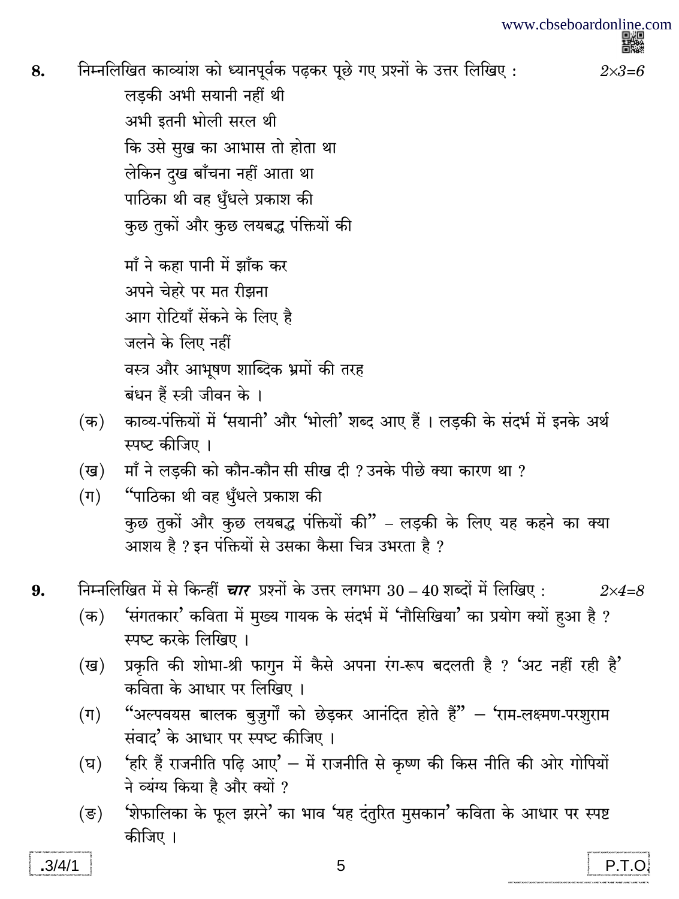**8.** निम्नलिखित काव्यांश को ध्यानपूर्वक पढ़कर पूछे गए प्रश्नों के उत्तर लिखिए : $2 \times 3 = 6$

> लड़की अभी सयानी नहीं थी
> अभी इतनी भोली सरल थी
> कि उसे सुख का आभास तो होता था
> लेकिन दुख बाँचना नहीं आता था
> पाठिका थी वह धुँधले प्रकाश की
> कुछ तुकों और कुछ लयबद्ध पंक्तियों की
>
> माँ ने कहा पानी में झाँक कर
> अपने चेहरे पर मत रीझना
> आग रोटियाँ सेंकने के लिए है
> जलने के लिए नहीं
> वस्त्र और आभूषण शाब्दिक भ्रमों की तरह
> बंधन हैं स्त्री जीवन के ।

(क) काव्य-पंक्तियों में 'सयानी' और 'भोली' शब्द आए हैं । लड़की के संदर्भ में इनके अर्थ स्पष्ट कीजिए ।

(ख) माँ ने लड़की को कौन-कौन सी सीख दी ? उनके पीछे क्या कारण था ?

(ग) "पाठिका थी वह धुँधले प्रकाश की
कुछ तुकों और कुछ लयबद्ध पंक्तियों की" – लड़की के लिए यह कहने का क्या आशय है ? इन पंक्तियों से उसका कैसा चित्र उभरता है ?

**9.** निम्नलिखित में से किन्हीं ***चार*** प्रश्नों के उत्तर लगभग 30 – 40 शब्दों में लिखिए : $2 \times 4 = 8$

(क) 'संगतकार' कविता में मुख्य गायक के संदर्भ में 'नौसिखिया' का प्रयोग क्यों हुआ है ? स्पष्ट करके लिखिए ।

(ख) प्रकृति की शोभा-श्री फागुन में कैसे अपना रंग-रूप बदलती है ? 'अट नहीं रही है' कविता के आधार पर लिखिए ।

(ग) "अल्पवयस बालक बुज़ुर्गों को छेड़कर आनंदित होते हैं" – 'राम-लक्ष्मण-परशुराम संवाद' के आधार पर स्पष्ट कीजिए ।

(घ) 'हरि हैं राजनीति पढ़ि आए' – में राजनीति से कृष्ण की किस नीति की ओर गोपियों ने व्यंग्य किया है और क्यों ?

(ङ) 'शेफालिका के फूल झरने' का भाव 'यह दंतुरित मुसकान' कविता के आधार पर स्पष्ट कीजिए ।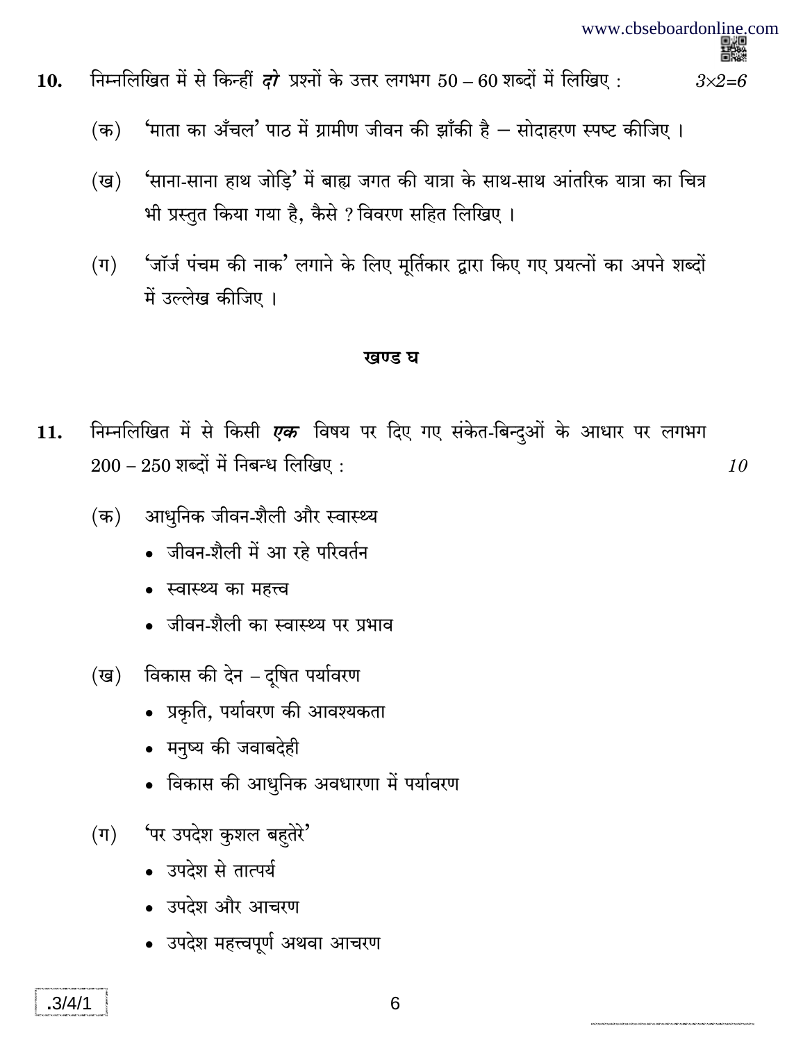**10.** निम्नलिखित में से किन्हीं ***दो*** प्रश्नों के उत्तर लगभग 50 – 60 शब्दों में लिखिए : *3×2=6*

(क) 'माता का अँचल' पाठ में ग्रामीण जीवन की झाँकी है – सोदाहरण स्पष्ट कीजिए ।

(ख) 'साना-साना हाथ जोड़ि' में बाह्य जगत की यात्रा के साथ-साथ आंतरिक यात्रा का चित्र भी प्रस्तुत किया गया है, कैसे ? विवरण सहित लिखिए ।

(ग) 'जॉर्ज पंचम की नाक' लगाने के लिए मूर्तिकार द्वारा किए गए प्रयत्नों का अपने शब्दों में उल्लेख कीजिए ।

## खण्ड घ

**11.** निम्नलिखित में से किसी ***एक*** विषय पर दिए गए संकेत-बिन्दुओं के आधार पर लगभग 200 – 250 शब्दों में निबन्ध लिखिए : *10*

(क) आधुनिक जीवन-शैली और स्वास्थ्य
- जीवन-शैली में आ रहे परिवर्तन
- स्वास्थ्य का महत्त्व
- जीवन-शैली का स्वास्थ्य पर प्रभाव

(ख) विकास की देन – दूषित पर्यावरण
- प्रकृति, पर्यावरण की आवश्यकता
- मनुष्य की जवाबदेही
- विकास की आधुनिक अवधारणा में पर्यावरण

(ग) 'पर उपदेश कुशल बहुतेरे'
- उपदेश से तात्पर्य
- उपदेश और आचरण
- उपदेश महत्त्वपूर्ण अथवा आचरण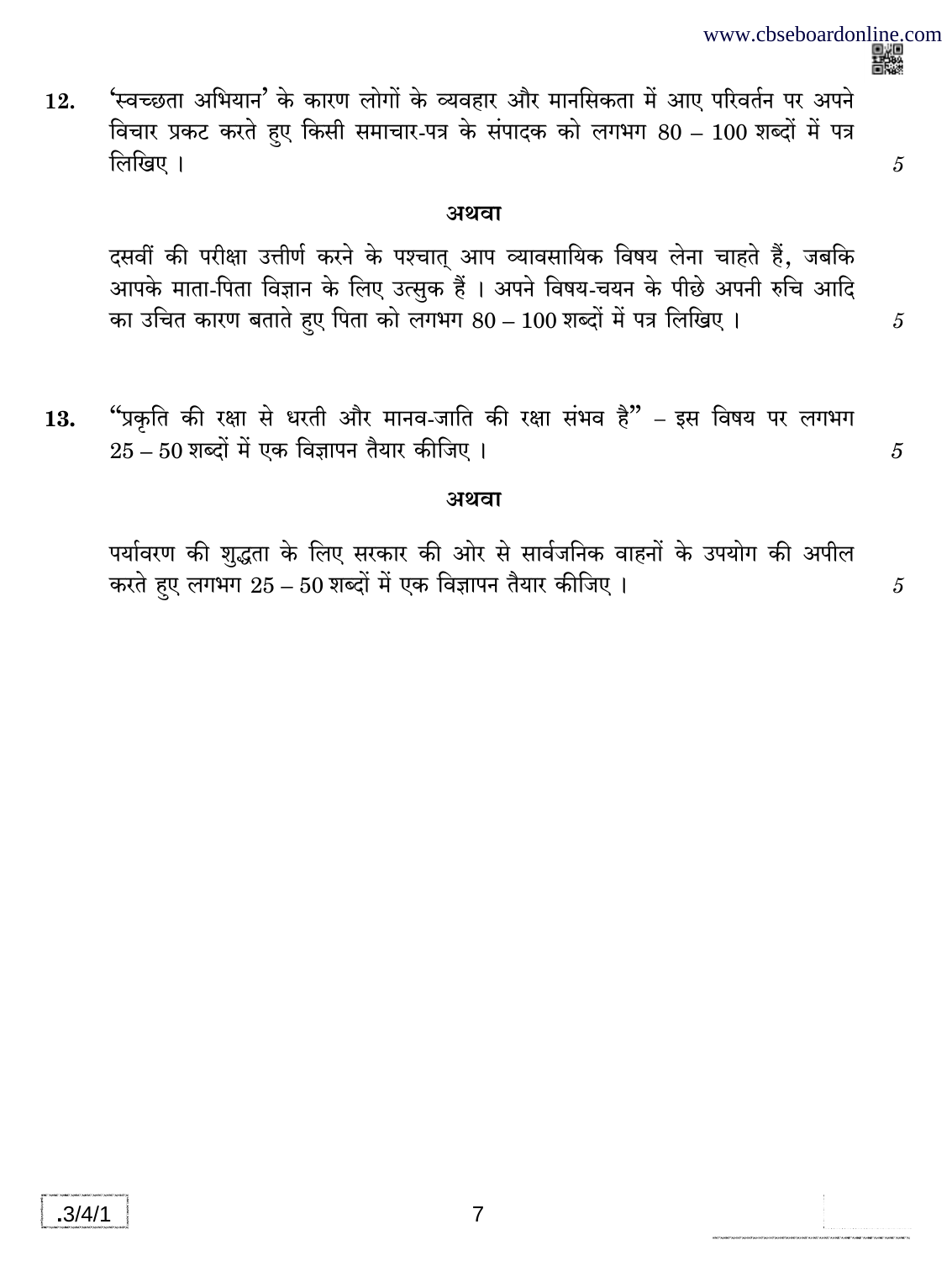12. 'स्वच्छता अभियान' के कारण लोगों के व्यवहार और मानसिकता में आए परिवर्तन पर अपने विचार प्रकट करते हुए किसी समाचार-पत्र के संपादक को लगभग 80 – 100 शब्दों में पत्र लिखिए । 5

**अथवा**

दसवीं की परीक्षा उत्तीर्ण करने के पश्चात् आप व्यावसायिक विषय लेना चाहते हैं, जबकि आपके माता-पिता विज्ञान के लिए उत्सुक हैं । अपने विषय-चयन के पीछे अपनी रुचि आदि का उचित कारण बताते हुए पिता को लगभग 80 – 100 शब्दों में पत्र लिखिए । 5

13. "प्रकृति की रक्षा से धरती और मानव-जाति की रक्षा संभव है" – इस विषय पर लगभग 25 – 50 शब्दों में एक विज्ञापन तैयार कीजिए । 5

**अथवा**

पर्यावरण की शुद्धता के लिए सरकार की ओर से सार्वजनिक वाहनों के उपयोग की अपील करते हुए लगभग 25 – 50 शब्दों में एक विज्ञापन तैयार कीजिए । 5